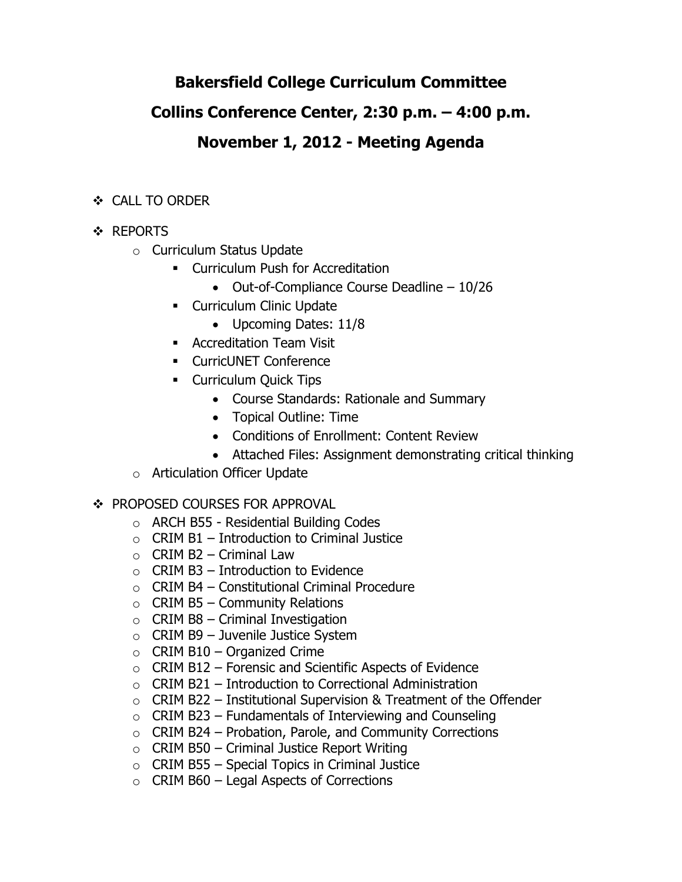# Bakersfield College Curriculum Committee

## Collins Conference Center, 2:30 p.m. – 4:00 p.m.

## November 1, 2012 - Meeting Agenda

- CALL TO ORDER
- REPORTS
  - Curriculum Status Update
    - Curriculum Push for Accreditation
      - Out-of-Compliance Course Deadline – 10/26
    - Curriculum Clinic Update
      - Upcoming Dates: 11/8
    - Accreditation Team Visit
    - CurricUNET Conference
    - Curriculum Quick Tips
      - Course Standards: Rationale and Summary
      - Topical Outline: Time
      - Conditions of Enrollment: Content Review
      - Attached Files: Assignment demonstrating critical thinking
  - Articulation Officer Update
- PROPOSED COURSES FOR APPROVAL
  - ARCH B55 - Residential Building Codes
  - CRIM B1 – Introduction to Criminal Justice
  - CRIM B2 – Criminal Law
  - CRIM B3 – Introduction to Evidence
  - CRIM B4 – Constitutional Criminal Procedure
  - CRIM B5 – Community Relations
  - CRIM B8 – Criminal Investigation
  - CRIM B9 – Juvenile Justice System
  - CRIM B10 – Organized Crime
  - CRIM B12 – Forensic and Scientific Aspects of Evidence
  - CRIM B21 – Introduction to Correctional Administration
  - CRIM B22 – Institutional Supervision & Treatment of the Offender
  - CRIM B23 – Fundamentals of Interviewing and Counseling
  - CRIM B24 – Probation, Parole, and Community Corrections
  - CRIM B50 – Criminal Justice Report Writing
  - CRIM B55 – Special Topics in Criminal Justice
  - CRIM B60 – Legal Aspects of Corrections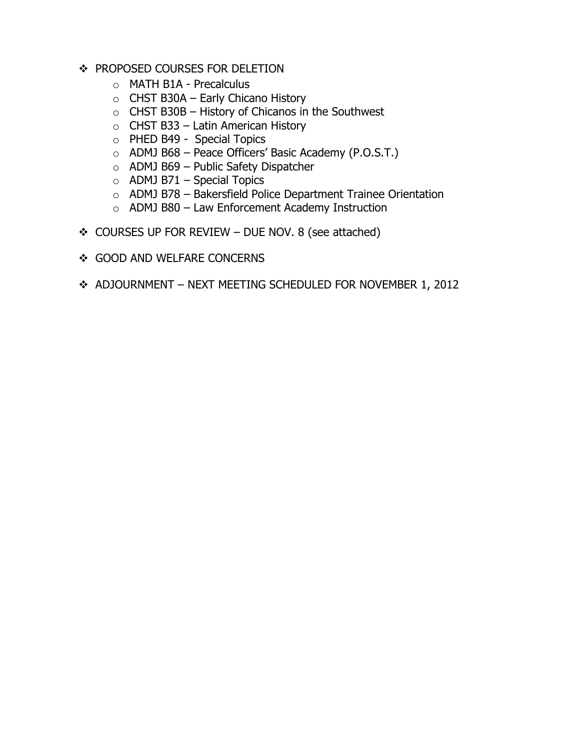- PROPOSED COURSES FOR DELETION
  - MATH B1A - Precalculus
  - CHST B30A – Early Chicano History
  - CHST B30B – History of Chicanos in the Southwest
  - CHST B33 – Latin American History
  - PHED B49 - Special Topics
  - ADMJ B68 – Peace Officers' Basic Academy (P.O.S.T.)
  - ADMJ B69 – Public Safety Dispatcher
  - ADMJ B71 – Special Topics
  - ADMJ B78 – Bakersfield Police Department Trainee Orientation
  - ADMJ B80 – Law Enforcement Academy Instruction
- COURSES UP FOR REVIEW – DUE NOV. 8 (see attached)
- GOOD AND WELFARE CONCERNS
- ADJOURNMENT – NEXT MEETING SCHEDULED FOR NOVEMBER 1, 2012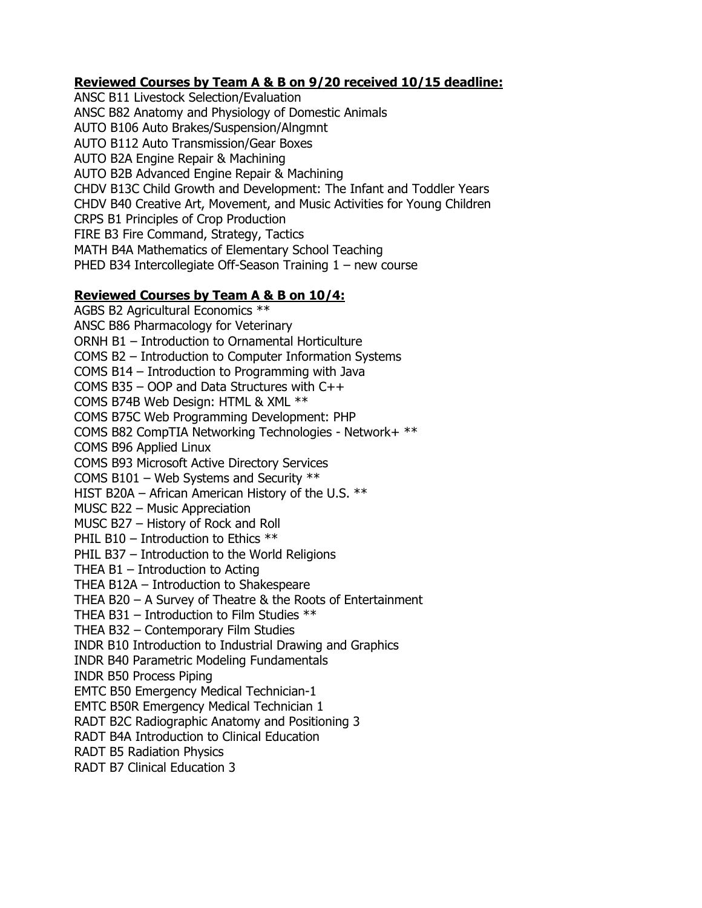**Reviewed Courses by Team A & B on 9/20 received 10/15 deadline:**

ANSC B11 Livestock Selection/Evaluation
ANSC B82 Anatomy and Physiology of Domestic Animals
AUTO B106 Auto Brakes/Suspension/Alngmnt
AUTO B112 Auto Transmission/Gear Boxes
AUTO B2A Engine Repair & Machining
AUTO B2B Advanced Engine Repair & Machining
CHDV B13C Child Growth and Development: The Infant and Toddler Years
CHDV B40 Creative Art, Movement, and Music Activities for Young Children
CRPS B1 Principles of Crop Production
FIRE B3 Fire Command, Strategy, Tactics
MATH B4A Mathematics of Elementary School Teaching
PHED B34 Intercollegiate Off-Season Training 1 – new course

**Reviewed Courses by Team A & B on 10/4:**

AGBS B2 Agricultural Economics **
ANSC B86 Pharmacology for Veterinary
ORNH B1 – Introduction to Ornamental Horticulture
COMS B2 – Introduction to Computer Information Systems
COMS B14 – Introduction to Programming with Java
COMS B35 – OOP and Data Structures with C++
COMS B74B Web Design: HTML & XML **
COMS B75C Web Programming Development: PHP
COMS B82 CompTIA Networking Technologies - Network+ **
COMS B96 Applied Linux
COMS B93 Microsoft Active Directory Services
COMS B101 – Web Systems and Security **
HIST B20A – African American History of the U.S. **
MUSC B22 – Music Appreciation
MUSC B27 – History of Rock and Roll
PHIL B10 – Introduction to Ethics **
PHIL B37 – Introduction to the World Religions
THEA B1 – Introduction to Acting
THEA B12A – Introduction to Shakespeare
THEA B20 – A Survey of Theatre & the Roots of Entertainment
THEA B31 – Introduction to Film Studies **
THEA B32 – Contemporary Film Studies
INDR B10 Introduction to Industrial Drawing and Graphics
INDR B40 Parametric Modeling Fundamentals
INDR B50 Process Piping
EMTC B50 Emergency Medical Technician-1
EMTC B50R Emergency Medical Technician 1
RADT B2C Radiographic Anatomy and Positioning 3
RADT B4A Introduction to Clinical Education
RADT B5 Radiation Physics
RADT B7 Clinical Education 3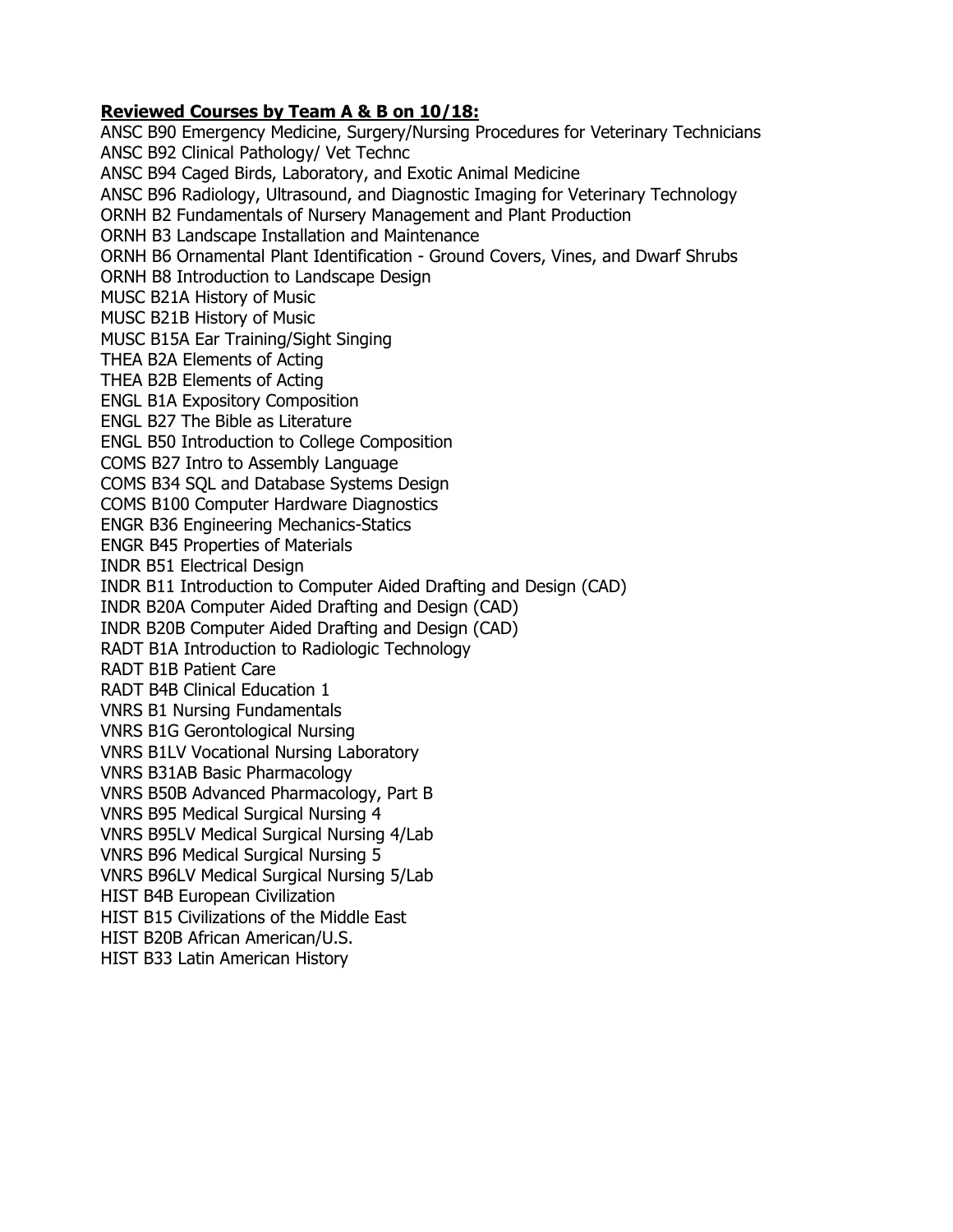**Reviewed Courses by Team A & B on 10/18:**

ANSC B90 Emergency Medicine, Surgery/Nursing Procedures for Veterinary Technicians
ANSC B92 Clinical Pathology/ Vet Technc
ANSC B94 Caged Birds, Laboratory, and Exotic Animal Medicine
ANSC B96 Radiology, Ultrasound, and Diagnostic Imaging for Veterinary Technology
ORNH B2 Fundamentals of Nursery Management and Plant Production
ORNH B3 Landscape Installation and Maintenance
ORNH B6 Ornamental Plant Identification - Ground Covers, Vines, and Dwarf Shrubs
ORNH B8 Introduction to Landscape Design
MUSC B21A History of Music
MUSC B21B History of Music
MUSC B15A Ear Training/Sight Singing
THEA B2A Elements of Acting
THEA B2B Elements of Acting
ENGL B1A Expository Composition
ENGL B27 The Bible as Literature
ENGL B50 Introduction to College Composition
COMS B27 Intro to Assembly Language
COMS B34 SQL and Database Systems Design
COMS B100 Computer Hardware Diagnostics
ENGR B36 Engineering Mechanics-Statics
ENGR B45 Properties of Materials
INDR B51 Electrical Design
INDR B11 Introduction to Computer Aided Drafting and Design (CAD)
INDR B20A Computer Aided Drafting and Design (CAD)
INDR B20B Computer Aided Drafting and Design (CAD)
RADT B1A Introduction to Radiologic Technology
RADT B1B Patient Care
RADT B4B Clinical Education 1
VNRS B1 Nursing Fundamentals
VNRS B1G Gerontological Nursing
VNRS B1LV Vocational Nursing Laboratory
VNRS B31AB Basic Pharmacology
VNRS B50B Advanced Pharmacology, Part B
VNRS B95 Medical Surgical Nursing 4
VNRS B95LV Medical Surgical Nursing 4/Lab
VNRS B96 Medical Surgical Nursing 5
VNRS B96LV Medical Surgical Nursing 5/Lab
HIST B4B European Civilization
HIST B15 Civilizations of the Middle East
HIST B20B African American/U.S.
HIST B33 Latin American History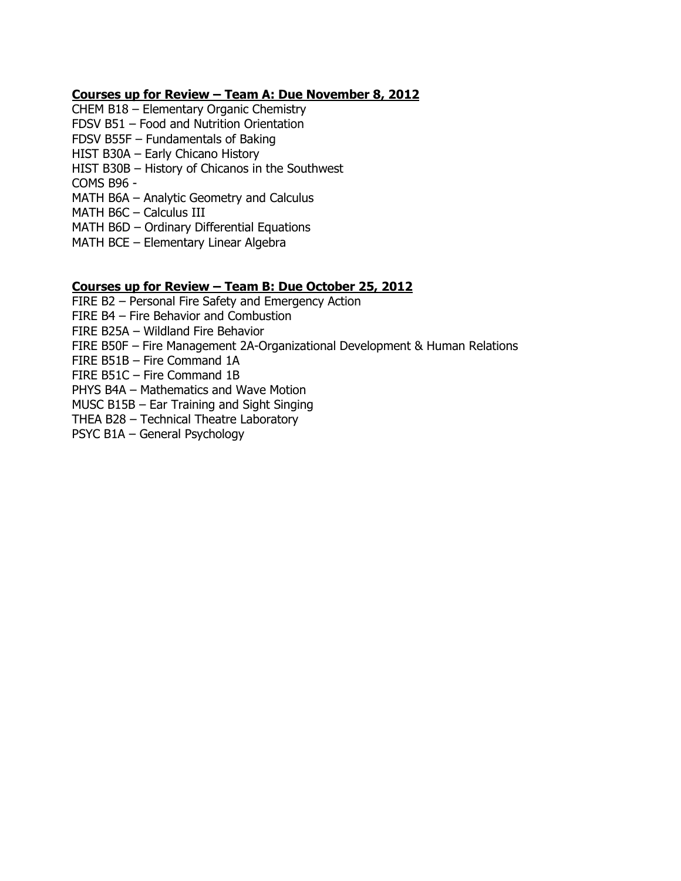**Courses up for Review – Team A: Due November 8, 2012**

CHEM B18 – Elementary Organic Chemistry
FDSV B51 – Food and Nutrition Orientation
FDSV B55F – Fundamentals of Baking
HIST B30A – Early Chicano History
HIST B30B – History of Chicanos in the Southwest
COMS B96 -
MATH B6A – Analytic Geometry and Calculus
MATH B6C – Calculus III
MATH B6D – Ordinary Differential Equations
MATH BCE – Elementary Linear Algebra

**Courses up for Review – Team B: Due October 25, 2012**

FIRE B2 – Personal Fire Safety and Emergency Action
FIRE B4 – Fire Behavior and Combustion
FIRE B25A – Wildland Fire Behavior
FIRE B50F – Fire Management 2A-Organizational Development & Human Relations
FIRE B51B – Fire Command 1A
FIRE B51C – Fire Command 1B
PHYS B4A – Mathematics and Wave Motion
MUSC B15B – Ear Training and Sight Singing
THEA B28 – Technical Theatre Laboratory
PSYC B1A – General Psychology